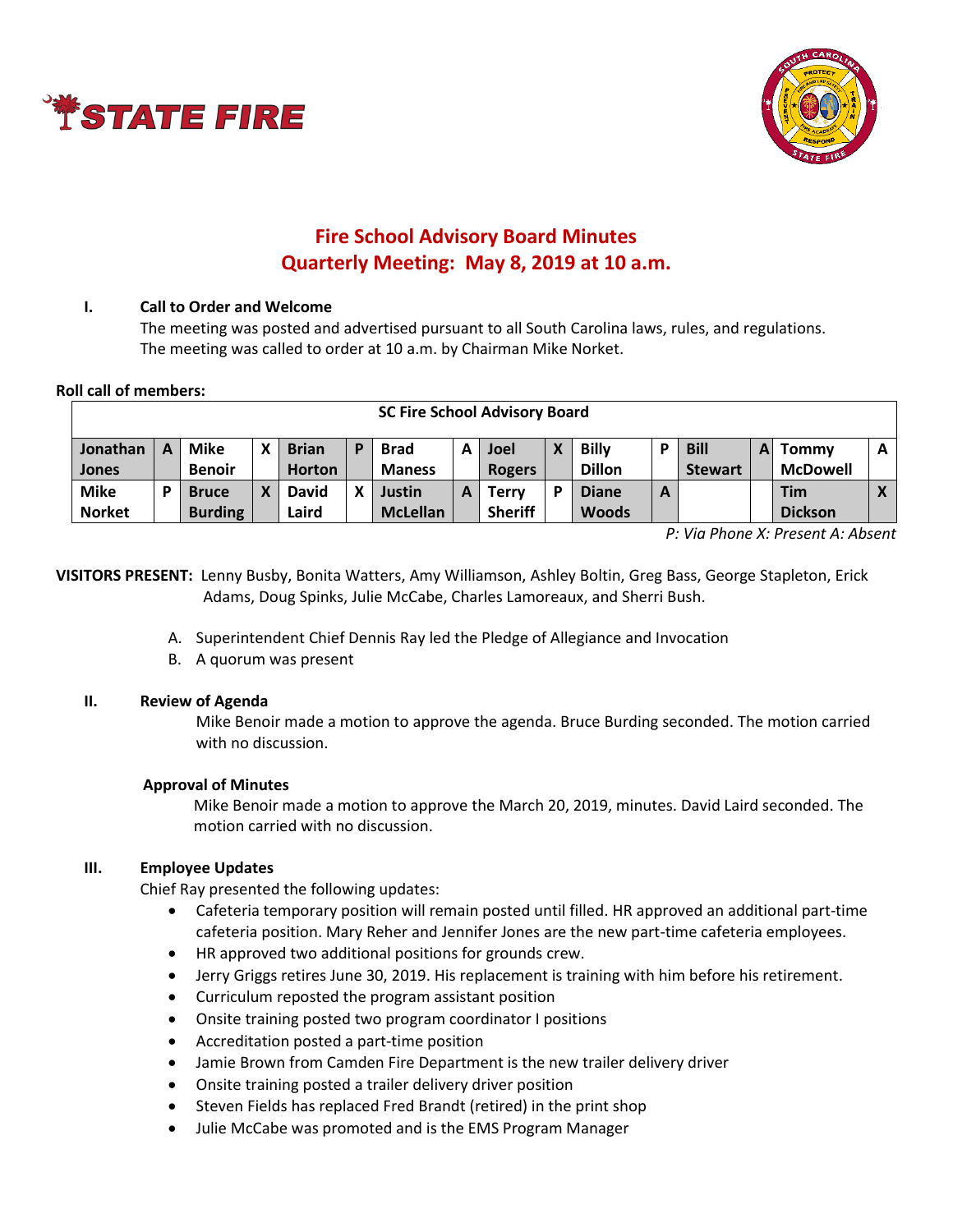STATE FIRE

# Fire School Advisory Board Minutes
## Quarterly Meeting: May 8, 2019 at 10 a.m.

**I. Call to Order and Welcome**

The meeting was posted and advertised pursuant to all South Carolina laws, rules, and regulations. The meeting was called to order at 10 a.m. by Chairman Mike Norket.

**Roll call of members:**

| SC Fire School Advisory Board | | | | | | | | | | | | | | | |
|---|---|---|---|---|---|---|---|---|---|---|---|---|---|---|---|
| **Jonathan Jones** | **A** | **Mike Benoir** | **X** | **Brian Horton** | **P** | **Brad Maness** | **A** | **Joel Rogers** | **X** | **Billy Dillon** | **P** | **Bill Stewart** | **A** | **Tommy McDowell** | **A** |
| **Mike Norket** | **P** | **Bruce Burding** | **X** | **David Laird** | **X** | **Justin McLellan** | **A** | **Terry Sheriff** | **P** | **Diane Woods** | **A** | | | **Tim Dickson** | **X** |

*P: Via Phone X: Present A: Absent*

**VISITORS PRESENT:** Lenny Busby, Bonita Watters, Amy Williamson, Ashley Boltin, Greg Bass, George Stapleton, Erick Adams, Doug Spinks, Julie McCabe, Charles Lamoreaux, and Sherri Bush.

A. Superintendent Chief Dennis Ray led the Pledge of Allegiance and Invocation
B. A quorum was present

**II. Review of Agenda**

Mike Benoir made a motion to approve the agenda. Bruce Burding seconded. The motion carried with no discussion.

**Approval of Minutes**

Mike Benoir made a motion to approve the March 20, 2019, minutes. David Laird seconded. The motion carried with no discussion.

**III. Employee Updates**

Chief Ray presented the following updates:

- Cafeteria temporary position will remain posted until filled. HR approved an additional part-time cafeteria position. Mary Reher and Jennifer Jones are the new part-time cafeteria employees.
- HR approved two additional positions for grounds crew.
- Jerry Griggs retires June 30, 2019. His replacement is training with him before his retirement.
- Curriculum reposted the program assistant position
- Onsite training posted two program coordinator I positions
- Accreditation posted a part-time position
- Jamie Brown from Camden Fire Department is the new trailer delivery driver
- Onsite training posted a trailer delivery driver position
- Steven Fields has replaced Fred Brandt (retired) in the print shop
- Julie McCabe was promoted and is the EMS Program Manager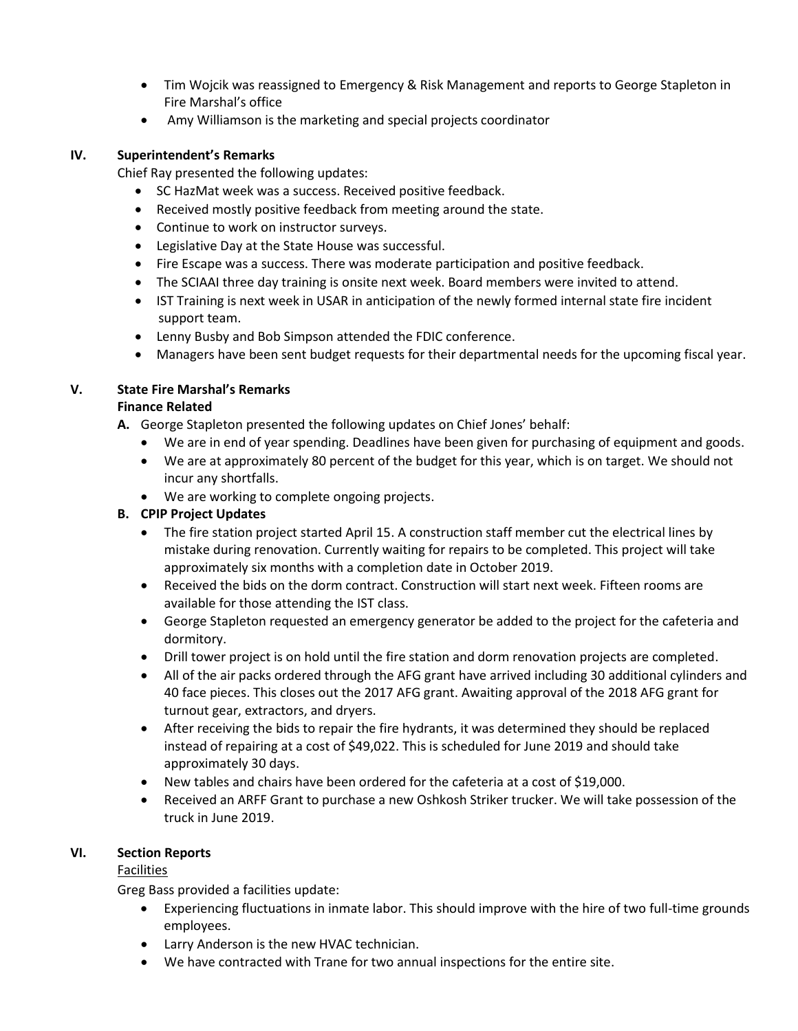- Tim Wojcik was reassigned to Emergency & Risk Management and reports to George Stapleton in Fire Marshal's office
- Amy Williamson is the marketing and special projects coordinator

## IV. Superintendent's Remarks

Chief Ray presented the following updates:

- SC HazMat week was a success. Received positive feedback.
- Received mostly positive feedback from meeting around the state.
- Continue to work on instructor surveys.
- Legislative Day at the State House was successful.
- Fire Escape was a success. There was moderate participation and positive feedback.
- The SCIAAI three day training is onsite next week. Board members were invited to attend.
- IST Training is next week in USAR in anticipation of the newly formed internal state fire incident support team.
- Lenny Busby and Bob Simpson attended the FDIC conference.
- Managers have been sent budget requests for their departmental needs for the upcoming fiscal year.

## V. State Fire Marshal's Remarks

**Finance Related**

**A.** George Stapleton presented the following updates on Chief Jones' behalf:

- We are in end of year spending. Deadlines have been given for purchasing of equipment and goods.
- We are at approximately 80 percent of the budget for this year, which is on target. We should not incur any shortfalls.
- We are working to complete ongoing projects.

**B. CPIP Project Updates**

- The fire station project started April 15. A construction staff member cut the electrical lines by mistake during renovation. Currently waiting for repairs to be completed. This project will take approximately six months with a completion date in October 2019.
- Received the bids on the dorm contract. Construction will start next week. Fifteen rooms are available for those attending the IST class.
- George Stapleton requested an emergency generator be added to the project for the cafeteria and dormitory.
- Drill tower project is on hold until the fire station and dorm renovation projects are completed.
- All of the air packs ordered through the AFG grant have arrived including 30 additional cylinders and 40 face pieces. This closes out the 2017 AFG grant. Awaiting approval of the 2018 AFG grant for turnout gear, extractors, and dryers.
- After receiving the bids to repair the fire hydrants, it was determined they should be replaced instead of repairing at a cost of $49,022. This is scheduled for June 2019 and should take approximately 30 days.
- New tables and chairs have been ordered for the cafeteria at a cost of $19,000.
- Received an ARFF Grant to purchase a new Oshkosh Striker trucker. We will take possession of the truck in June 2019.

## VI. Section Reports

<u>Facilities</u>

Greg Bass provided a facilities update:

- Experiencing fluctuations in inmate labor. This should improve with the hire of two full-time grounds employees.
- Larry Anderson is the new HVAC technician.
- We have contracted with Trane for two annual inspections for the entire site.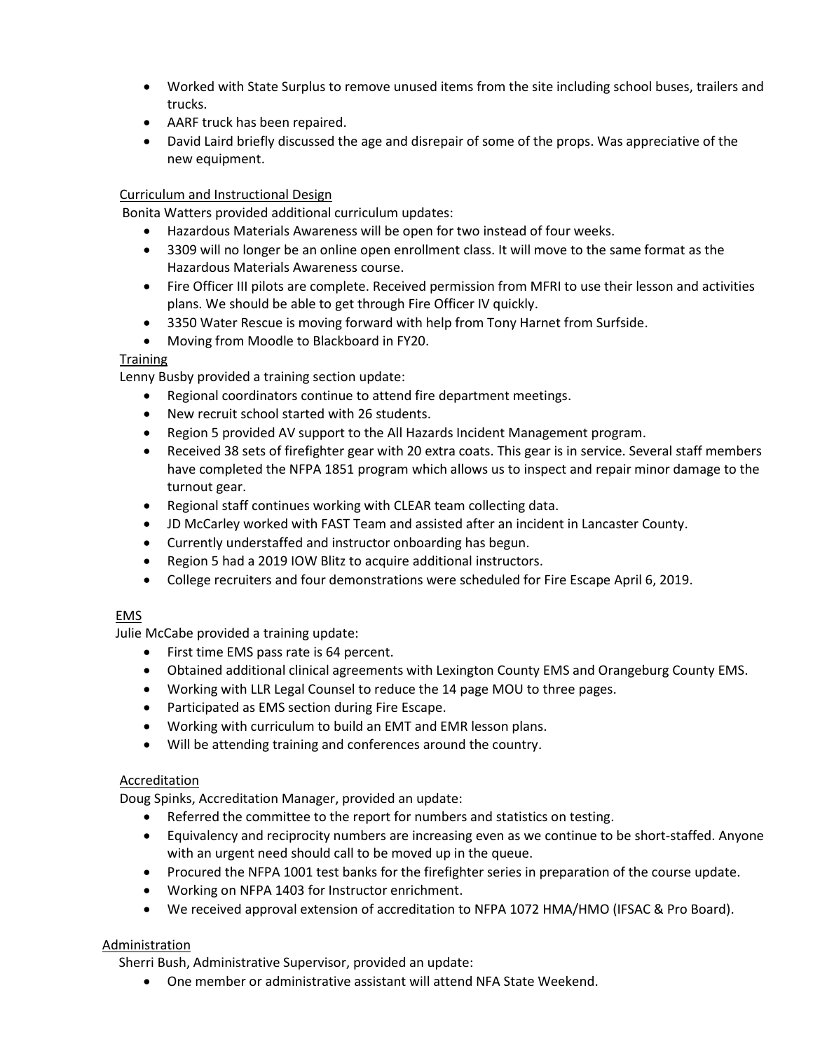- Worked with State Surplus to remove unused items from the site including school buses, trailers and trucks.
- AARF truck has been repaired.
- David Laird briefly discussed the age and disrepair of some of the props. Was appreciative of the new equipment.

Curriculum and Instructional Design

Bonita Watters provided additional curriculum updates:

- Hazardous Materials Awareness will be open for two instead of four weeks.
- 3309 will no longer be an online open enrollment class. It will move to the same format as the Hazardous Materials Awareness course.
- Fire Officer III pilots are complete. Received permission from MFRI to use their lesson and activities plans. We should be able to get through Fire Officer IV quickly.
- 3350 Water Rescue is moving forward with help from Tony Harnet from Surfside.
- Moving from Moodle to Blackboard in FY20.

Training

Lenny Busby provided a training section update:

- Regional coordinators continue to attend fire department meetings.
- New recruit school started with 26 students.
- Region 5 provided AV support to the All Hazards Incident Management program.
- Received 38 sets of firefighter gear with 20 extra coats. This gear is in service. Several staff members have completed the NFPA 1851 program which allows us to inspect and repair minor damage to the turnout gear.
- Regional staff continues working with CLEAR team collecting data.
- JD McCarley worked with FAST Team and assisted after an incident in Lancaster County.
- Currently understaffed and instructor onboarding has begun.
- Region 5 had a 2019 IOW Blitz to acquire additional instructors.
- College recruiters and four demonstrations were scheduled for Fire Escape April 6, 2019.

EMS

Julie McCabe provided a training update:

- First time EMS pass rate is 64 percent.
- Obtained additional clinical agreements with Lexington County EMS and Orangeburg County EMS.
- Working with LLR Legal Counsel to reduce the 14 page MOU to three pages.
- Participated as EMS section during Fire Escape.
- Working with curriculum to build an EMT and EMR lesson plans.
- Will be attending training and conferences around the country.

Accreditation

Doug Spinks, Accreditation Manager, provided an update:

- Referred the committee to the report for numbers and statistics on testing.
- Equivalency and reciprocity numbers are increasing even as we continue to be short-staffed. Anyone with an urgent need should call to be moved up in the queue.
- Procured the NFPA 1001 test banks for the firefighter series in preparation of the course update.
- Working on NFPA 1403 for Instructor enrichment.
- We received approval extension of accreditation to NFPA 1072 HMA/HMO (IFSAC & Pro Board).

Administration

Sherri Bush, Administrative Supervisor, provided an update:

- One member or administrative assistant will attend NFA State Weekend.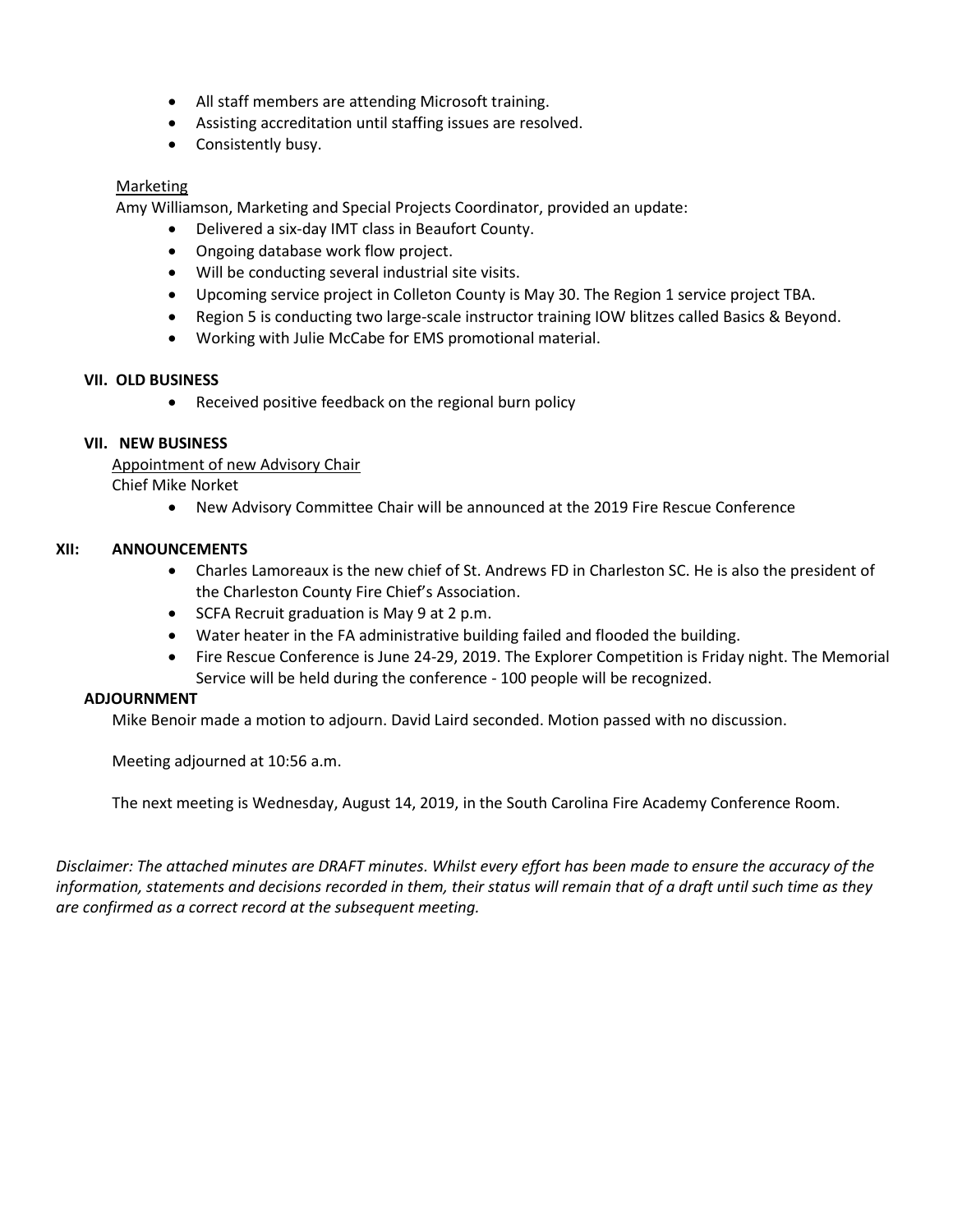- All staff members are attending Microsoft training.
- Assisting accreditation until staffing issues are resolved.
- Consistently busy.

Marketing

Amy Williamson, Marketing and Special Projects Coordinator, provided an update:

- Delivered a six-day IMT class in Beaufort County.
- Ongoing database work flow project.
- Will be conducting several industrial site visits.
- Upcoming service project in Colleton County is May 30. The Region 1 service project TBA.
- Region 5 is conducting two large-scale instructor training IOW blitzes called Basics & Beyond.
- Working with Julie McCabe for EMS promotional material.

**VII. OLD BUSINESS**

- Received positive feedback on the regional burn policy

**VII. NEW BUSINESS**

Appointment of new Advisory Chair

Chief Mike Norket

- New Advisory Committee Chair will be announced at the 2019 Fire Rescue Conference

**XII: ANNOUNCEMENTS**

- Charles Lamoreaux is the new chief of St. Andrews FD in Charleston SC. He is also the president of the Charleston County Fire Chief's Association.
- SCFA Recruit graduation is May 9 at 2 p.m.
- Water heater in the FA administrative building failed and flooded the building.
- Fire Rescue Conference is June 24-29, 2019. The Explorer Competition is Friday night. The Memorial Service will be held during the conference - 100 people will be recognized.

**ADJOURNMENT**

Mike Benoir made a motion to adjourn. David Laird seconded. Motion passed with no discussion.

Meeting adjourned at 10:56 a.m.

The next meeting is Wednesday, August 14, 2019, in the South Carolina Fire Academy Conference Room.

*Disclaimer: The attached minutes are DRAFT minutes. Whilst every effort has been made to ensure the accuracy of the information, statements and decisions recorded in them, their status will remain that of a draft until such time as they are confirmed as a correct record at the subsequent meeting.*